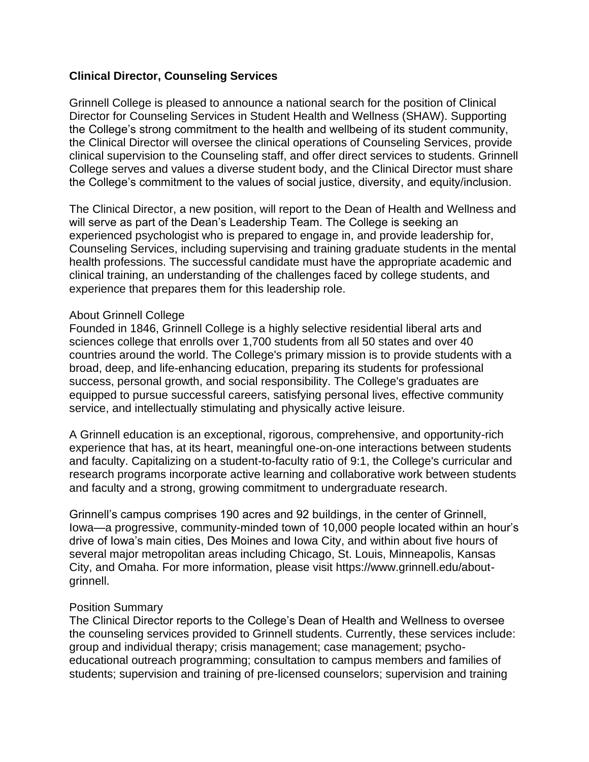**Clinical Director, Counseling Services**

Grinnell College is pleased to announce a national search for the position of Clinical Director for Counseling Services in Student Health and Wellness (SHAW). Supporting the College's strong commitment to the health and wellbeing of its student community, the Clinical Director will oversee the clinical operations of Counseling Services, provide clinical supervision to the Counseling staff, and offer direct services to students. Grinnell College serves and values a diverse student body, and the Clinical Director must share the College's commitment to the values of social justice, diversity, and equity/inclusion.

The Clinical Director, a new position, will report to the Dean of Health and Wellness and will serve as part of the Dean's Leadership Team. The College is seeking an experienced psychologist who is prepared to engage in, and provide leadership for, Counseling Services, including supervising and training graduate students in the mental health professions. The successful candidate must have the appropriate academic and clinical training, an understanding of the challenges faced by college students, and experience that prepares them for this leadership role.

About Grinnell College
Founded in 1846, Grinnell College is a highly selective residential liberal arts and sciences college that enrolls over 1,700 students from all 50 states and over 40 countries around the world. The College's primary mission is to provide students with a broad, deep, and life-enhancing education, preparing its students for professional success, personal growth, and social responsibility. The College's graduates are equipped to pursue successful careers, satisfying personal lives, effective community service, and intellectually stimulating and physically active leisure.

A Grinnell education is an exceptional, rigorous, comprehensive, and opportunity-rich experience that has, at its heart, meaningful one-on-one interactions between students and faculty. Capitalizing on a student-to-faculty ratio of 9:1, the College's curricular and research programs incorporate active learning and collaborative work between students and faculty and a strong, growing commitment to undergraduate research.

Grinnell's campus comprises 190 acres and 92 buildings, in the center of Grinnell, Iowa—a progressive, community-minded town of 10,000 people located within an hour's drive of Iowa's main cities, Des Moines and Iowa City, and within about five hours of several major metropolitan areas including Chicago, St. Louis, Minneapolis, Kansas City, and Omaha. For more information, please visit https://www.grinnell.edu/about-grinnell.

Position Summary
The Clinical Director reports to the College's Dean of Health and Wellness to oversee the counseling services provided to Grinnell students. Currently, these services include: group and individual therapy; crisis management; case management; psycho-educational outreach programming; consultation to campus members and families of students; supervision and training of pre-licensed counselors; supervision and training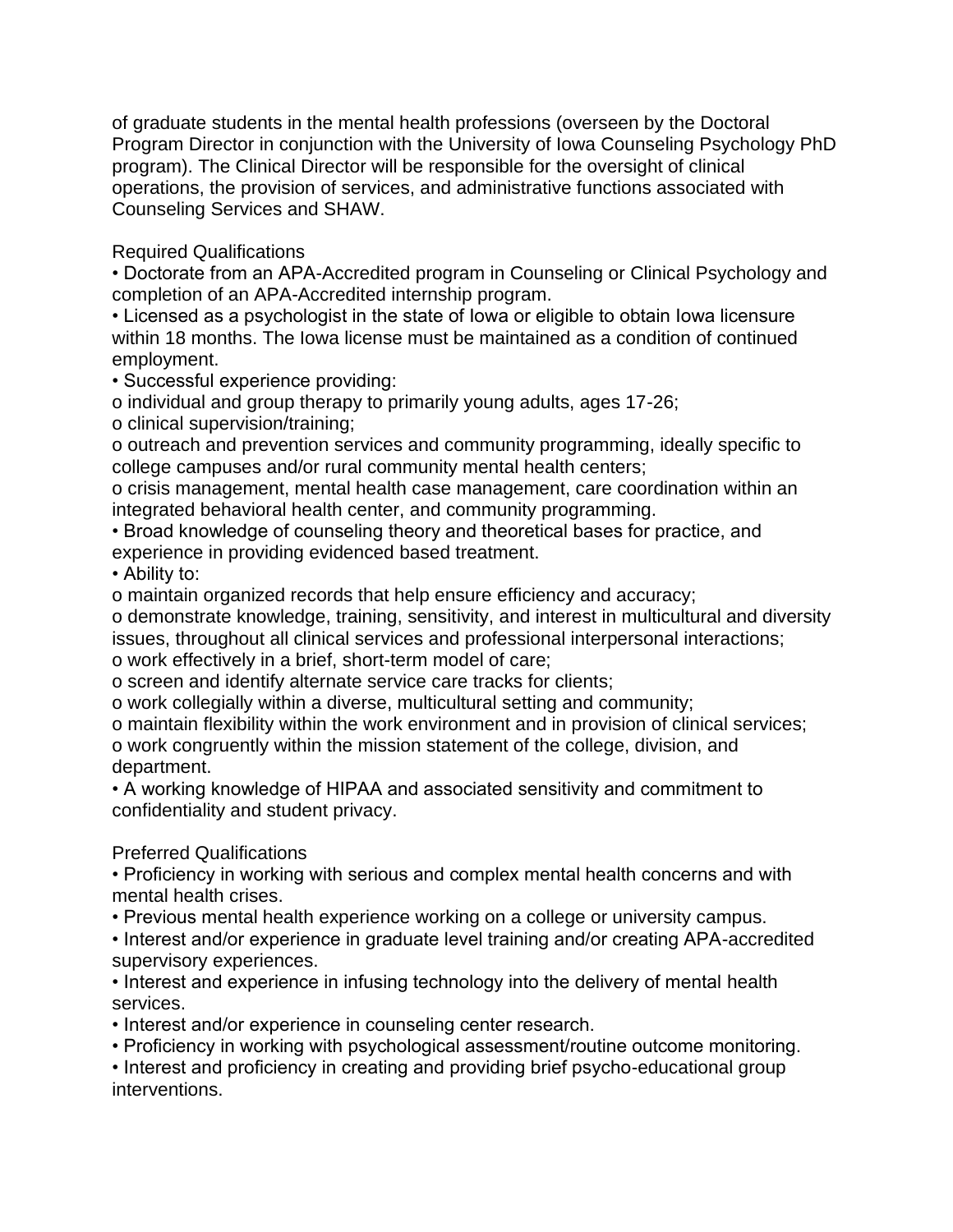of graduate students in the mental health professions (overseen by the Doctoral Program Director in conjunction with the University of Iowa Counseling Psychology PhD program). The Clinical Director will be responsible for the oversight of clinical operations, the provision of services, and administrative functions associated with Counseling Services and SHAW.

## Required Qualifications

- Doctorate from an APA-Accredited program in Counseling or Clinical Psychology and completion of an APA-Accredited internship program.
- Licensed as a psychologist in the state of Iowa or eligible to obtain Iowa licensure within 18 months. The Iowa license must be maintained as a condition of continued employment.
- Successful experience providing:
  - individual and group therapy to primarily young adults, ages 17-26;
  - clinical supervision/training;
  - outreach and prevention services and community programming, ideally specific to college campuses and/or rural community mental health centers;
  - crisis management, mental health case management, care coordination within an integrated behavioral health center, and community programming.
- Broad knowledge of counseling theory and theoretical bases for practice, and experience in providing evidenced based treatment.
- Ability to:
  - maintain organized records that help ensure efficiency and accuracy;
  - demonstrate knowledge, training, sensitivity, and interest in multicultural and diversity issues, throughout all clinical services and professional interpersonal interactions;
  - work effectively in a brief, short-term model of care;
  - screen and identify alternate service care tracks for clients;
  - work collegially within a diverse, multicultural setting and community;
  - maintain flexibility within the work environment and in provision of clinical services;
  - work congruently within the mission statement of the college, division, and department.
- A working knowledge of HIPAA and associated sensitivity and commitment to confidentiality and student privacy.

## Preferred Qualifications

- Proficiency in working with serious and complex mental health concerns and with mental health crises.
- Previous mental health experience working on a college or university campus.
- Interest and/or experience in graduate level training and/or creating APA-accredited supervisory experiences.
- Interest and experience in infusing technology into the delivery of mental health services.
- Interest and/or experience in counseling center research.
- Proficiency in working with psychological assessment/routine outcome monitoring.
- Interest and proficiency in creating and providing brief psycho-educational group interventions.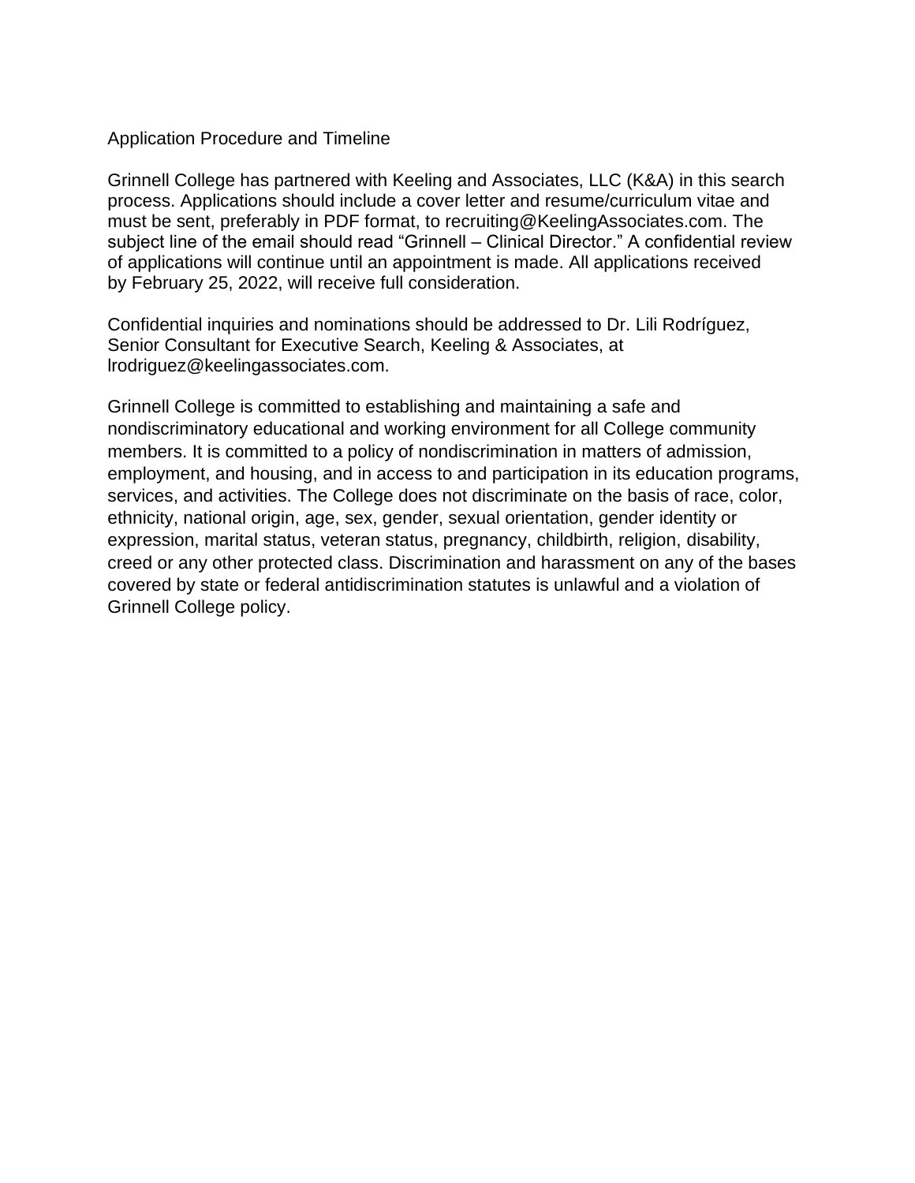## Application Procedure and Timeline

Grinnell College has partnered with Keeling and Associates, LLC (K&A) in this search process. Applications should include a cover letter and resume/curriculum vitae and must be sent, preferably in PDF format, to recruiting@KeelingAssociates.com. The subject line of the email should read "Grinnell – Clinical Director." A confidential review of applications will continue until an appointment is made. All applications received by February 25, 2022, will receive full consideration.

Confidential inquiries and nominations should be addressed to Dr. Lili Rodríguez, Senior Consultant for Executive Search, Keeling & Associates, at lrodriguez@keelingassociates.com.

Grinnell College is committed to establishing and maintaining a safe and nondiscriminatory educational and working environment for all College community members. It is committed to a policy of nondiscrimination in matters of admission, employment, and housing, and in access to and participation in its education programs, services, and activities. The College does not discriminate on the basis of race, color, ethnicity, national origin, age, sex, gender, sexual orientation, gender identity or expression, marital status, veteran status, pregnancy, childbirth, religion, disability, creed or any other protected class. Discrimination and harassment on any of the bases covered by state or federal antidiscrimination statutes is unlawful and a violation of Grinnell College policy.